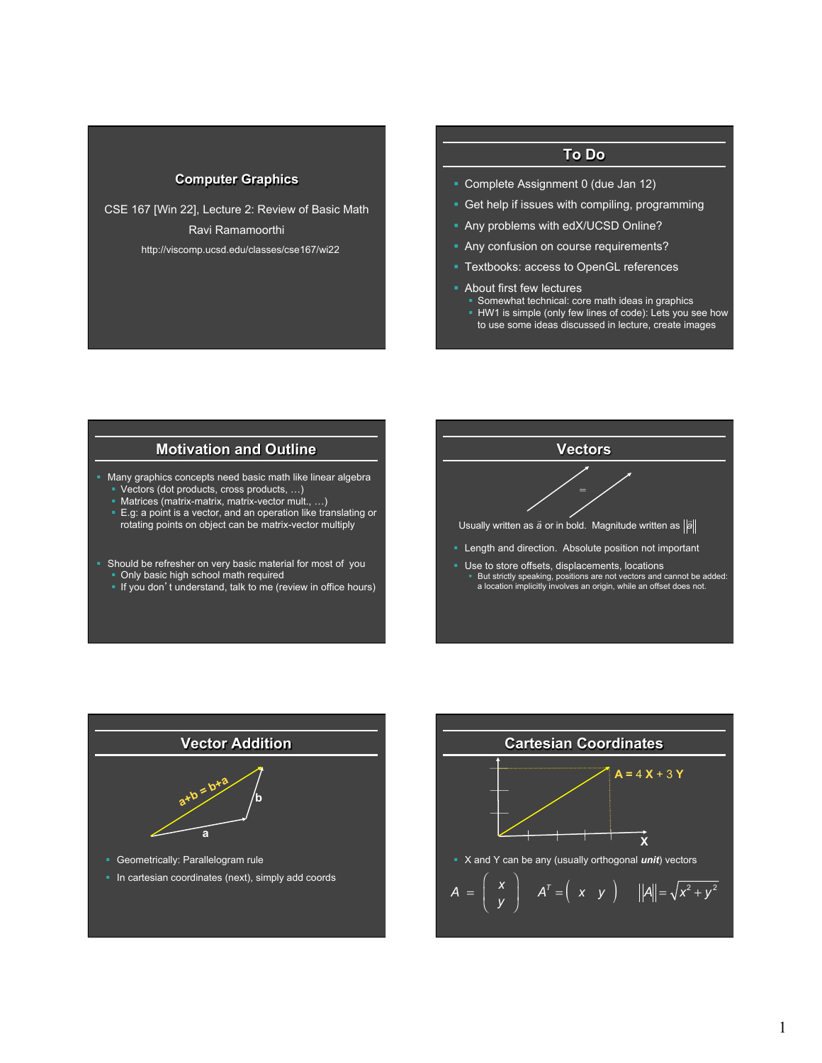## Computer Graphics

CSE 167 [Win 22], Lecture 2: Review of Basic Math

Ravi Ramamoorthi

http://viscomp.ucsd.edu/classes/cse167/wi22

## To Do

- Complete Assignment 0 (due Jan 12)
- Get help if issues with compiling, programming
- Any problems with edX/UCSD Online?
- Any confusion on course requirements?
- Textbooks: access to OpenGL references
- About first few lectures
  - Somewhat technical: core math ideas in graphics
  - HW1 is simple (only few lines of code): Lets you see how to use some ideas discussed in lecture, create images

## Motivation and Outline

- Many graphics concepts need basic math like linear algebra
  - Vectors (dot products, cross products, …)
  - Matrices (matrix-matrix, matrix-vector mult., …)
  - E.g: a point is a vector, and an operation like translating or rotating points on object can be matrix-vector multiply
- Should be refresher on very basic material for most of you
  - Only basic high school math required
  - If you don't understand, talk to me (review in office hours)

## Vectors

Usually written as $\vec{a}$ or in bold. Magnitude written as $\left\|\vec{a}\right\|$

- Length and direction. Absolute position not important
- Use to store offsets, displacements, locations
  - But strictly speaking, positions are not vectors and cannot be added: a location implicitly involves an origin, while an offset does not.

## Vector Addition

a+b = b+a

- Geometrically: Parallelogram rule
- In cartesian coordinates (next), simply add coords

## Cartesian Coordinates

**A** = 4 **X** + 3 **Y**

- X and Y can be any (usually orthogonal ***unit***) vectors

$$A = \begin{pmatrix} x \\ y \end{pmatrix} \qquad A^T = \begin{pmatrix} x & y \end{pmatrix} \qquad \left\|A\right\| = \sqrt{x^2 + y^2}$$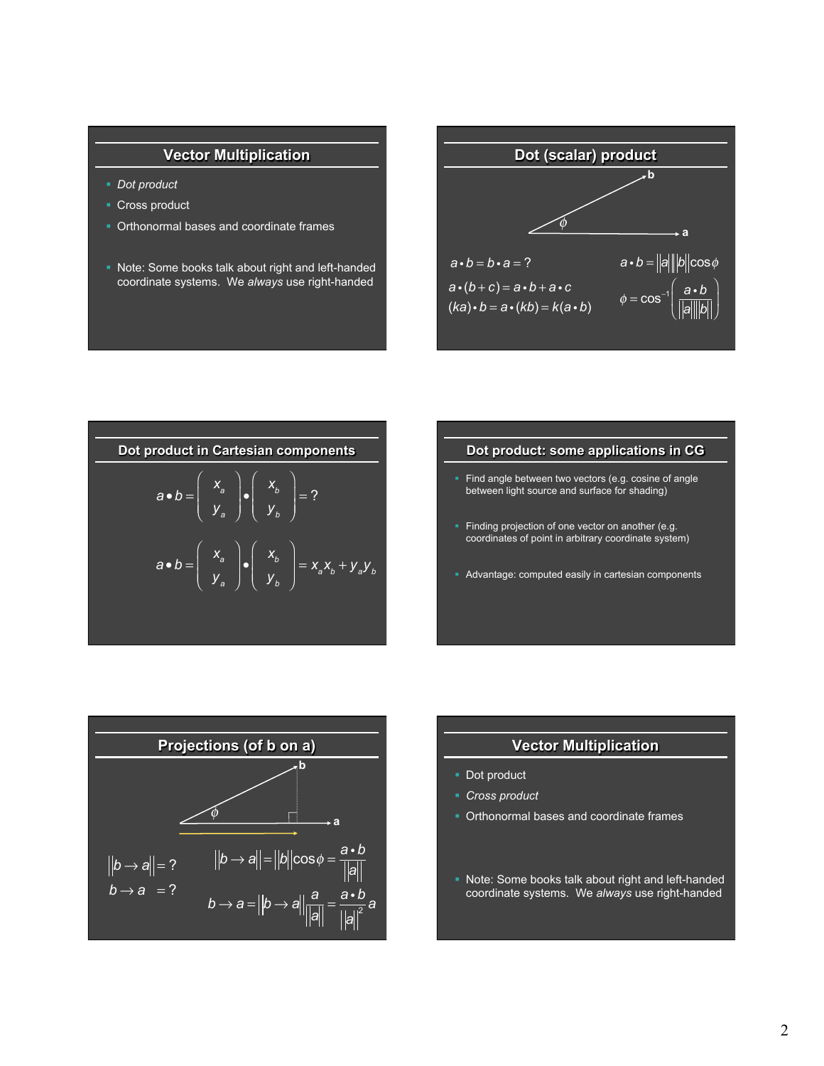## Vector Multiplication

- *Dot product*
- Cross product
- Orthonormal bases and coordinate frames

- Note: Some books talk about right and left-handed coordinate systems. We *always* use right-handed

## Dot (scalar) product

$$a \bullet b = b \bullet a = ?$$

$$a \bullet (b + c) = a \bullet b + a \bullet c$$

$$(ka) \bullet b = a \bullet (kb) = k(a \bullet b)$$

$$a \bullet b = \|a\|\|b\| \cos\phi$$

$$\phi = \cos^{-1}\left(\frac{a \bullet b}{\|a\|\|b\|}\right)$$

## Dot product in Cartesian components

$$a \bullet b = \begin{pmatrix} x_a \\ y_a \end{pmatrix} \bullet \begin{pmatrix} x_b \\ y_b \end{pmatrix} = ?$$

$$a \bullet b = \begin{pmatrix} x_a \\ y_a \end{pmatrix} \bullet \begin{pmatrix} x_b \\ y_b \end{pmatrix} = x_a x_b + y_a y_b$$

## Dot product: some applications in CG

- Find angle between two vectors (e.g. cosine of angle between light source and surface for shading)
- Finding projection of one vector on another (e.g. coordinates of point in arbitrary coordinate system)
- Advantage: computed easily in cartesian components

## Projections (of b on a)

$$\|b \rightarrow a\| = ?$$

$$b \rightarrow a \;\; = ?$$

$$\|b \rightarrow a\| = \|b\| \cos\phi = \frac{a \bullet b}{\|a\|}$$

$$b \rightarrow a = \|b \rightarrow a\| \frac{a}{\|a\|} = \frac{a \bullet b}{\|a\|^2} a$$

## Vector Multiplication

- Dot product
- *Cross product*
- Orthonormal bases and coordinate frames

- Note: Some books talk about right and left-handed coordinate systems. We *always* use right-handed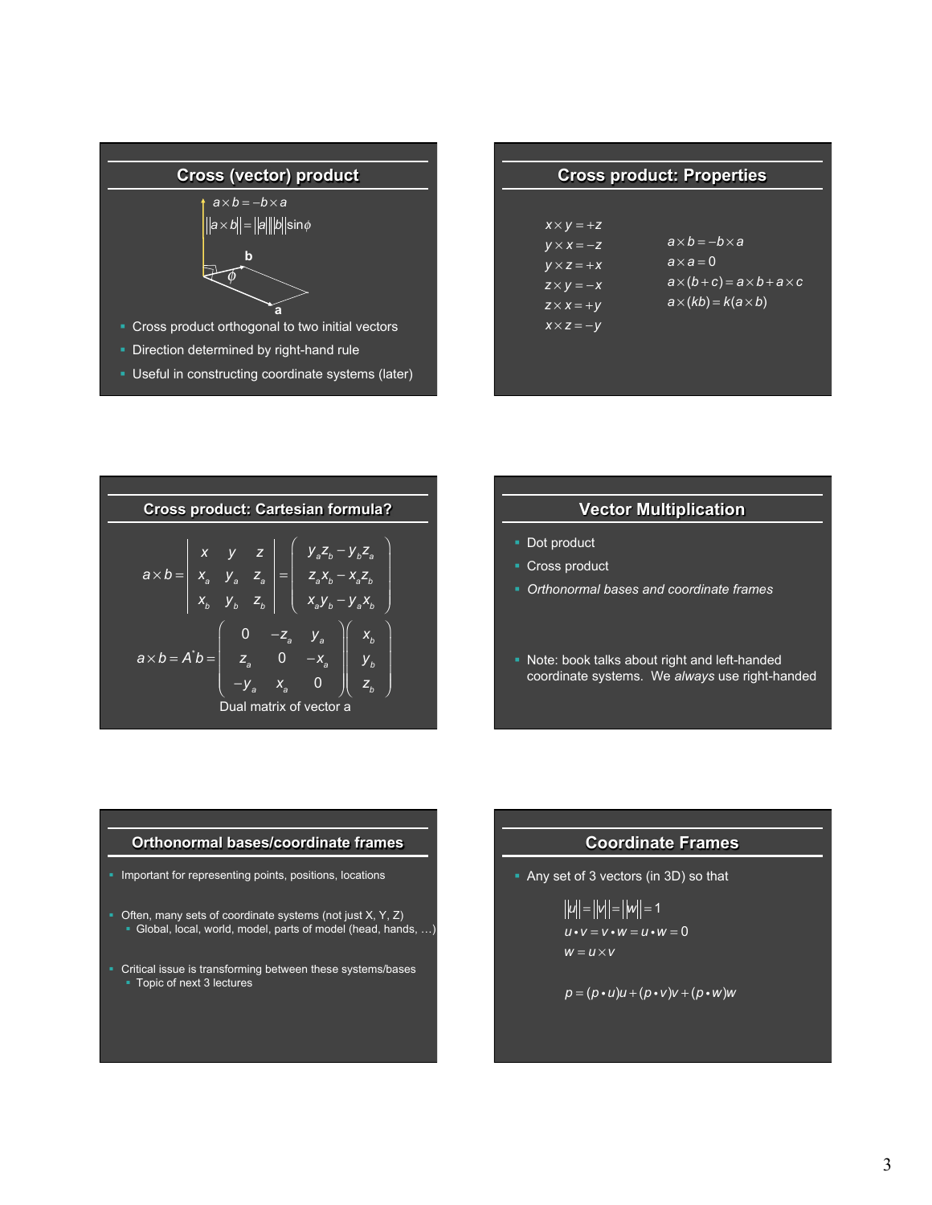## Cross (vector) product

$$a \times b = -b \times a$$

$$\|a \times b\| = \|a\|\|b\|\sin\phi$$

- Cross product orthogonal to two initial vectors
- Direction determined by right-hand rule
- Useful in constructing coordinate systems (later)

## Cross product: Properties

$$x \times y = +z$$
$$y \times x = -z$$
$$y \times z = +x$$
$$z \times y = -x$$
$$z \times x = +y$$
$$x \times z = -y$$

$$a \times b = -b \times a$$
$$a \times a = 0$$
$$a \times (b + c) = a \times b + a \times c$$
$$a \times (kb) = k(a \times b)$$

## Cross product: Cartesian formula?

$$a \times b = \begin{vmatrix} x & y & z \\ x_a & y_a & z_a \\ x_b & y_b & z_b \end{vmatrix} = \begin{pmatrix} y_a z_b - y_b z_a \\ z_a x_b - x_a z_b \\ x_a y_b - y_a x_b \end{pmatrix}$$

$$a \times b = A^* b = \begin{pmatrix} 0 & -z_a & y_a \\ z_a & 0 & -x_a \\ -y_a & x_a & 0 \end{pmatrix} \begin{pmatrix} x_b \\ y_b \\ z_b \end{pmatrix}$$

Dual matrix of vector a

## Vector Multiplication

- Dot product
- Cross product
- *Orthonormal bases and coordinate frames*

- Note: book talks about right and left-handed coordinate systems. We *always* use right-handed

## Orthonormal bases/coordinate frames

- Important for representing points, positions, locations
- Often, many sets of coordinate systems (not just X, Y, Z)
  - Global, local, world, model, parts of model (head, hands, …)
- Critical issue is transforming between these systems/bases
  - Topic of next 3 lectures

## Coordinate Frames

- Any set of 3 vectors (in 3D) so that

$$\|u\| = \|v\| = \|w\| = 1$$
$$u \bullet v = v \bullet w = u \bullet w = 0$$
$$w = u \times v$$

$$p = (p \bullet u)u + (p \bullet v)v + (p \bullet w)w$$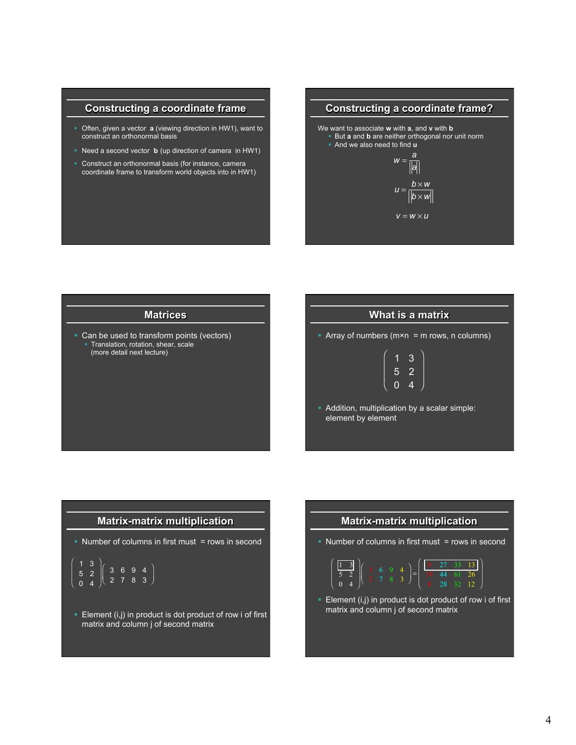## Constructing a coordinate frame

- Often, given a vector **a** (viewing direction in HW1), want to construct an orthonormal basis
- Need a second vector **b** (up direction of camera in HW1)
- Construct an orthonormal basis (for instance, camera coordinate frame to transform world objects into in HW1)

## Constructing a coordinate frame?

We want to associate **w** with **a**, and **v** with **b**

- But **a** and **b** are neither orthogonal nor unit norm
- And we also need to find **u**

$$w = \frac{a}{\|a\|}$$

$$u = \frac{b \times w}{\|b \times w\|}$$

$$v = w \times u$$

## Matrices

- Can be used to transform points (vectors)
  - Translation, rotation, shear, scale (more detail next lecture)

## What is a matrix

- Array of numbers (m×n = m rows, n columns)

$$\begin{pmatrix} 1 & 3 \\ 5 & 2 \\ 0 & 4 \end{pmatrix}$$

- Addition, multiplication by a scalar simple: element by element

## Matrix-matrix multiplication

- Number of columns in first must = rows in second

$$\begin{pmatrix} 1 & 3 \\ 5 & 2 \\ 0 & 4 \end{pmatrix} \begin{pmatrix} 3 & 6 & 9 & 4 \\ 2 & 7 & 8 & 3 \end{pmatrix}$$

- Element (i,j) in product is dot product of row i of first matrix and column j of second matrix

## Matrix-matrix multiplication

- Number of columns in first must = rows in second

$$\begin{pmatrix} 1 & 3 \\ 5 & 2 \\ 0 & 4 \end{pmatrix} \begin{pmatrix} 3 & 6 & 9 & 4 \\ 2 & 7 & 8 & 3 \end{pmatrix} = \begin{pmatrix} 9 & 27 & 33 & 13 \\ 19 & 44 & 61 & 26 \\ 8 & 28 & 32 & 12 \end{pmatrix}$$

- Element (i,j) in product is dot product of row i of first matrix and column j of second matrix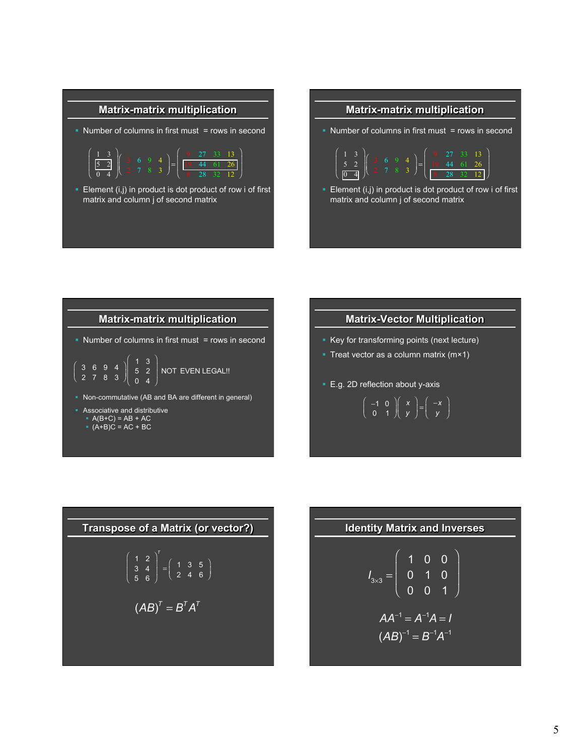## Matrix-matrix multiplication

- Number of columns in first must = rows in second

$$\begin{pmatrix} 1 & 3 \\ 5 & 2 \\ 0 & 4 \end{pmatrix} \begin{pmatrix} 3 & 6 & 9 & 4 \\ 2 & 7 & 8 & 3 \end{pmatrix} = \begin{pmatrix} 9 & 27 & 33 & 13 \\ 19 & 44 & 61 & 26 \\ 8 & 28 & 32 & 12 \end{pmatrix}$$

- Element (i,j) in product is dot product of row i of first matrix and column j of second matrix

## Matrix-matrix multiplication

- Number of columns in first must = rows in second

$$\begin{pmatrix} 1 & 3 \\ 5 & 2 \\ 0 & 4 \end{pmatrix} \begin{pmatrix} 3 & 6 & 9 & 4 \\ 2 & 7 & 8 & 3 \end{pmatrix} = \begin{pmatrix} 9 & 27 & 33 & 13 \\ 19 & 44 & 61 & 26 \\ 8 & 28 & 32 & 12 \end{pmatrix}$$

- Element (i,j) in product is dot product of row i of first matrix and column j of second matrix

## Matrix-matrix multiplication

- Number of columns in first must = rows in second

$$\begin{pmatrix} 3 & 6 & 9 & 4 \\ 2 & 7 & 8 & 3 \end{pmatrix} \begin{pmatrix} 1 & 3 \\ 5 & 2 \\ 0 & 4 \end{pmatrix} \quad \text{NOT EVEN LEGAL!!}$$

- Non-commutative (AB and BA are different in general)
- Associative and distributive
  - A(B+C) = AB + AC
  - (A+B)C = AC + BC

## Matrix-Vector Multiplication

- Key for transforming points (next lecture)
- Treat vector as a column matrix (m×1)
- E.g. 2D reflection about y-axis

$$\begin{pmatrix} -1 & 0 \\ 0 & 1 \end{pmatrix} \begin{pmatrix} x \\ y \end{pmatrix} = \begin{pmatrix} -x \\ y \end{pmatrix}$$

## Transpose of a Matrix (or vector?)

$$\begin{pmatrix} 1 & 2 \\ 3 & 4 \\ 5 & 6 \end{pmatrix}^T = \begin{pmatrix} 1 & 3 & 5 \\ 2 & 4 & 6 \end{pmatrix}$$

$$(AB)^T = B^T A^T$$

## Identity Matrix and Inverses

$$I_{3\times3} = \begin{pmatrix} 1 & 0 & 0 \\ 0 & 1 & 0 \\ 0 & 0 & 1 \end{pmatrix}$$

$$AA^{-1} = A^{-1}A = I$$

$$(AB)^{-1} = B^{-1}A^{-1}$$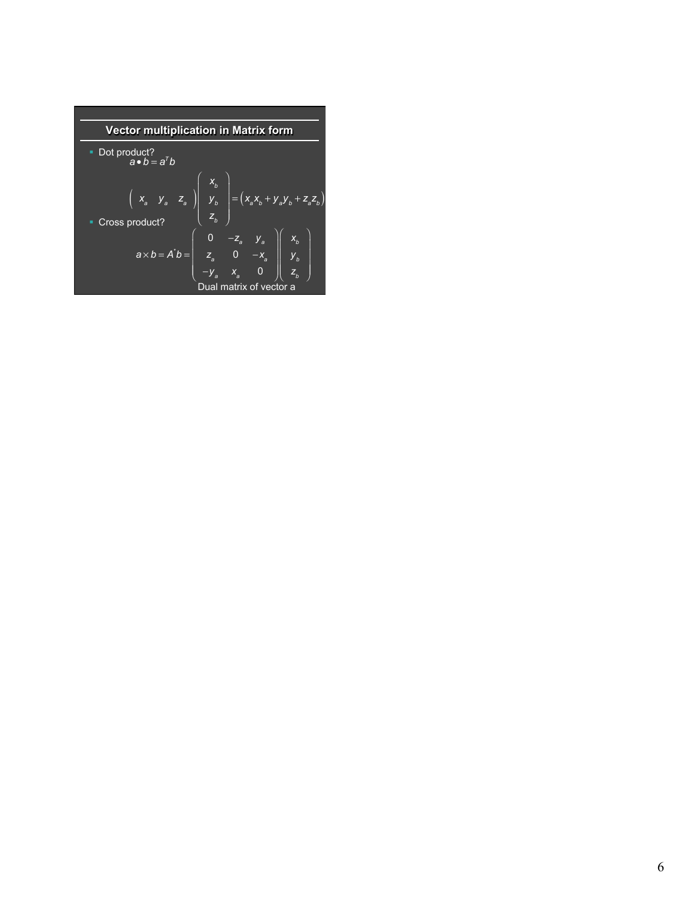## Vector multiplication in Matrix form

- Dot product?

$$a \bullet b = a^T b$$

$$\begin{pmatrix} x_a & y_a & z_a \end{pmatrix} \begin{pmatrix} x_b \\ y_b \\ z_b \end{pmatrix} = \left( x_a x_b + y_a y_b + z_a z_b \right)$$

- Cross product?

$$a \times b = A^* b = \begin{pmatrix} 0 & -z_a & y_a \\ z_a & 0 & -x_a \\ -y_a & x_a & 0 \end{pmatrix} \begin{pmatrix} x_b \\ y_b \\ z_b \end{pmatrix}$$

Dual matrix of vector a